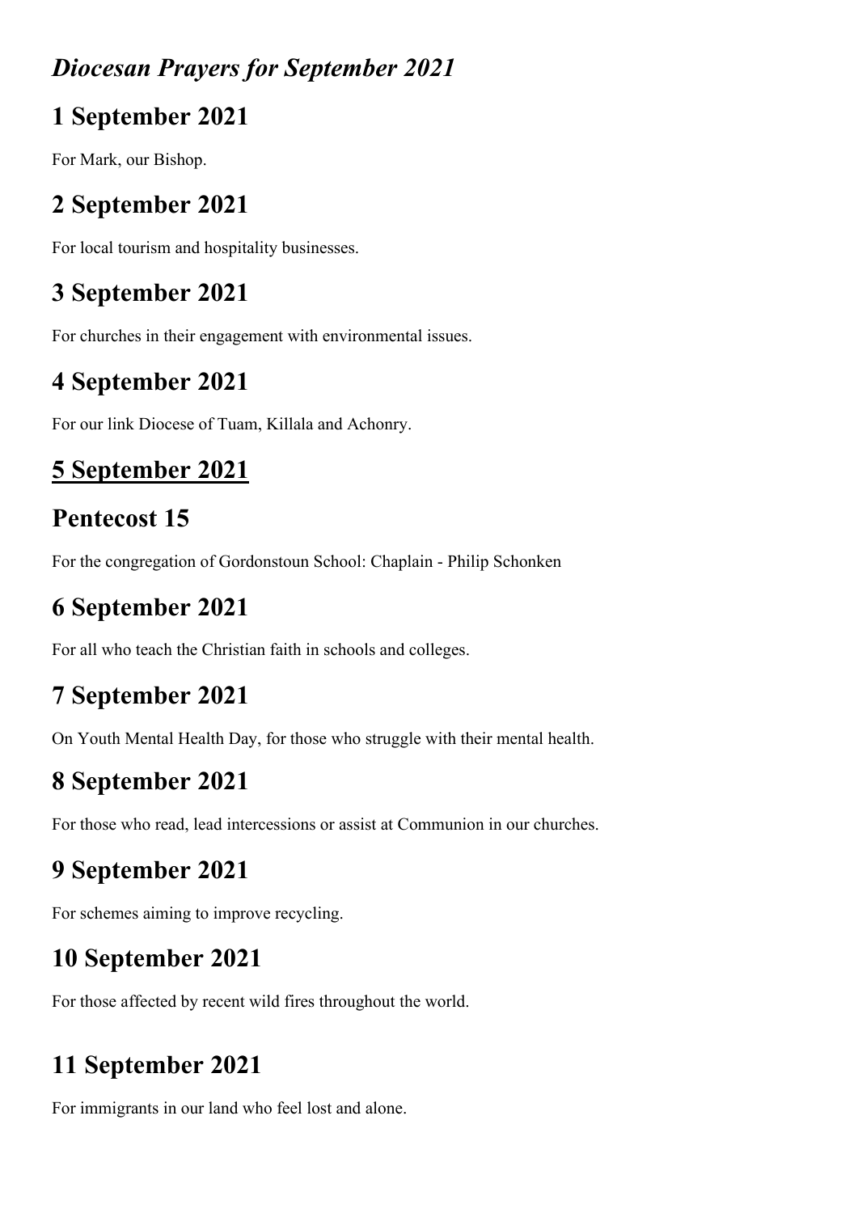# *Diocesan Prayers for September 2021*

## 1 September 2021

For Mark, our Bishop.

## 2 September 2021

For local tourism and hospitality businesses.

## 3 September 2021

For churches in their engagement with environmental issues.

## 4 September 2021

For our link Diocese of Tuam, Killala and Achonry.

## <u>5 September 2021</u>

## Pentecost 15

For the congregation of Gordonstoun School: Chaplain - Philip Schonken

## 6 September 2021

For all who teach the Christian faith in schools and colleges.

## 7 September 2021

On Youth Mental Health Day, for those who struggle with their mental health.

## 8 September 2021

For those who read, lead intercessions or assist at Communion in our churches.

## 9 September 2021

For schemes aiming to improve recycling.

## 10 September 2021

For those affected by recent wild fires throughout the world.

## 11 September 2021

For immigrants in our land who feel lost and alone.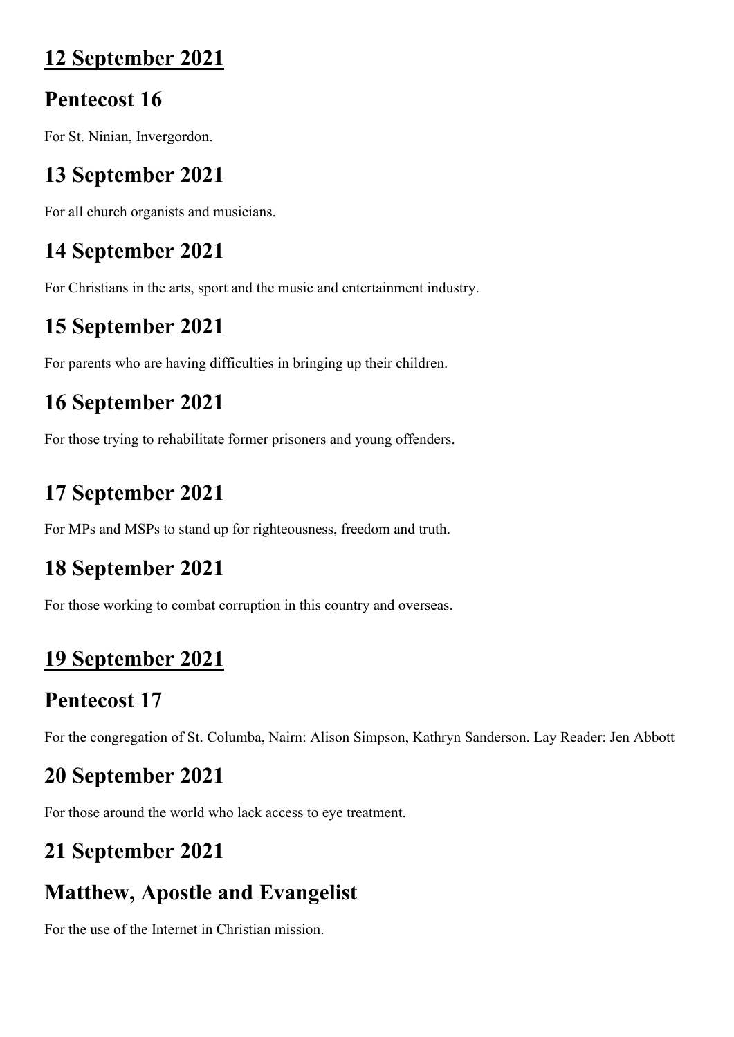## 12 September 2021

## Pentecost 16

For St. Ninian, Invergordon.

## 13 September 2021

For all church organists and musicians.

## 14 September 2021

For Christians in the arts, sport and the music and entertainment industry.

## 15 September 2021

For parents who are having difficulties in bringing up their children.

## 16 September 2021

For those trying to rehabilitate former prisoners and young offenders.

## 17 September 2021

For MPs and MSPs to stand up for righteousness, freedom and truth.

## 18 September 2021

For those working to combat corruption in this country and overseas.

## 19 September 2021

## Pentecost 17

For the congregation of St. Columba, Nairn: Alison Simpson, Kathryn Sanderson. Lay Reader: Jen Abbott

## 20 September 2021

For those around the world who lack access to eye treatment.

## 21 September 2021

## Matthew, Apostle and Evangelist

For the use of the Internet in Christian mission.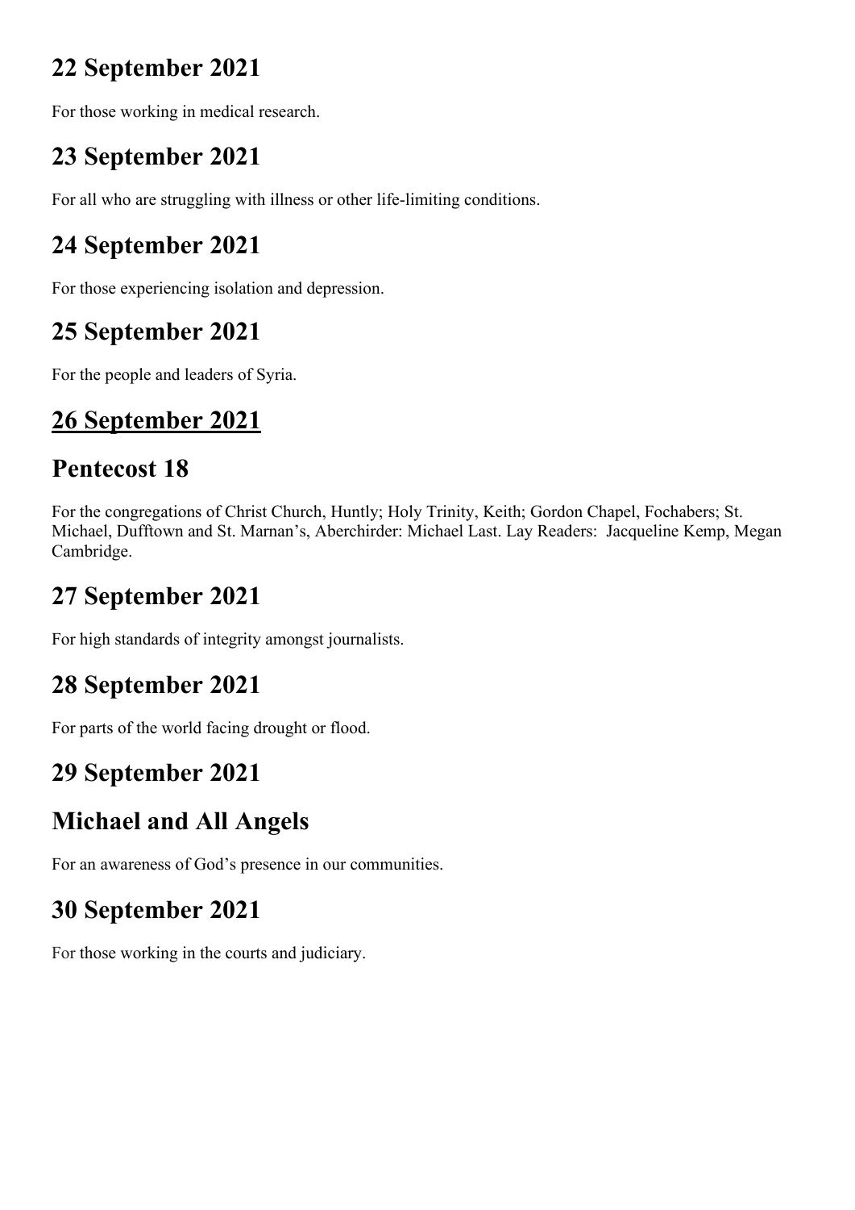## 22 September 2021

For those working in medical research.

## 23 September 2021

For all who are struggling with illness or other life-limiting conditions.

## 24 September 2021

For those experiencing isolation and depression.

## 25 September 2021

For the people and leaders of Syria.

## 26 September 2021

## Pentecost 18

For the congregations of Christ Church, Huntly; Holy Trinity, Keith; Gordon Chapel, Fochabers; St. Michael, Dufftown and St. Marnan's, Aberchirder: Michael Last. Lay Readers: Jacqueline Kemp, Megan Cambridge.

## 27 September 2021

For high standards of integrity amongst journalists.

## 28 September 2021

For parts of the world facing drought or flood.

## 29 September 2021

## Michael and All Angels

For an awareness of God's presence in our communities.

## 30 September 2021

For those working in the courts and judiciary.